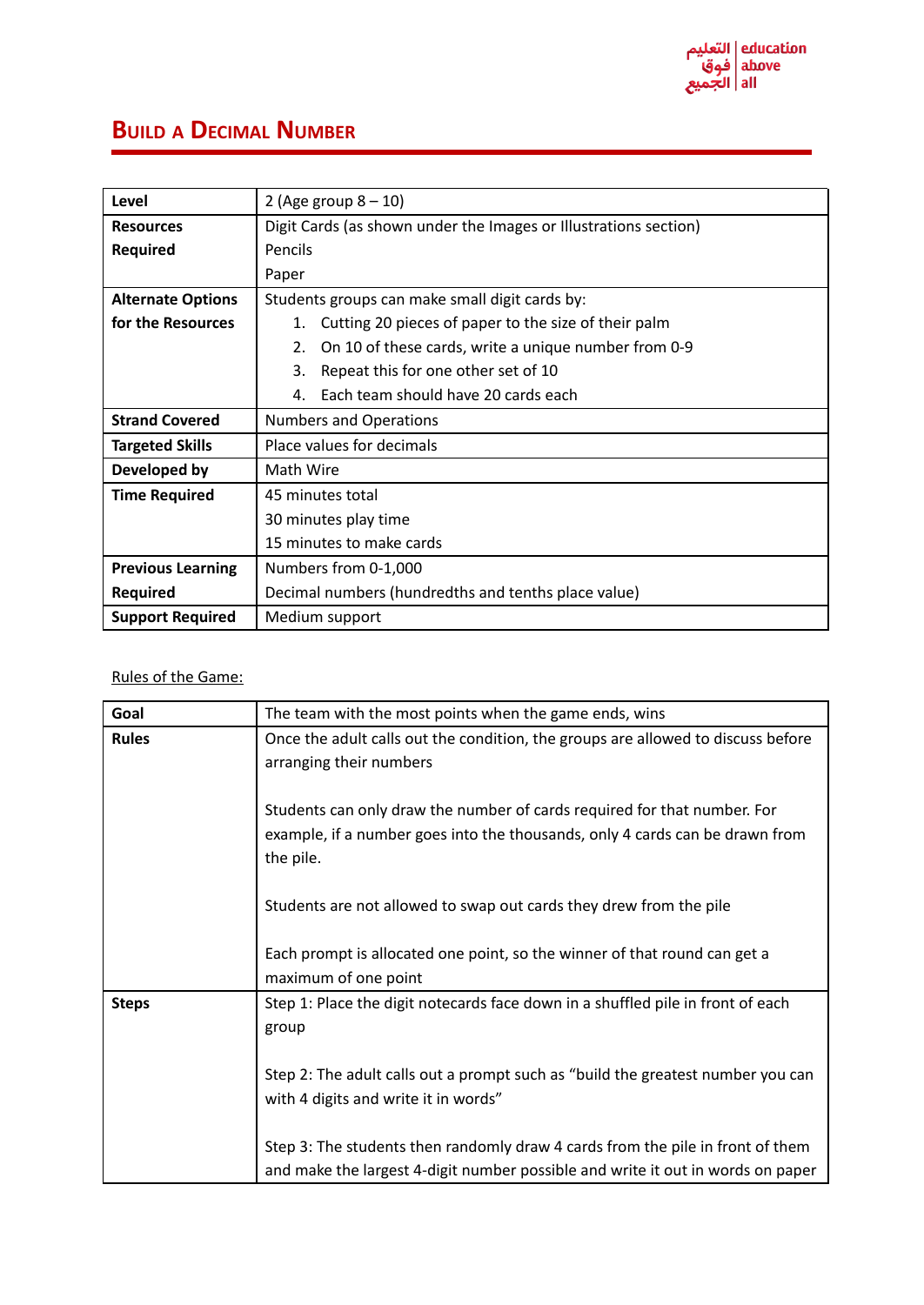# Build a Decimal Number

| | |
|---|---|
| **Level** | 2 (Age group 8 – 10) |
| **Resources Required** | Digit Cards (as shown under the Images or Illustrations section)<br>Pencils<br>Paper |
| **Alternate Options for the Resources** | Students groups can make small digit cards by:<br>1. Cutting 20 pieces of paper to the size of their palm<br>2. On 10 of these cards, write a unique number from 0-9<br>3. Repeat this for one other set of 10<br>4. Each team should have 20 cards each |
| **Strand Covered** | Numbers and Operations |
| **Targeted Skills** | Place values for decimals |
| **Developed by** | Math Wire |
| **Time Required** | 45 minutes total<br>30 minutes play time<br>15 minutes to make cards |
| **Previous Learning Required** | Numbers from 0-1,000<br>Decimal numbers (hundredths and tenths place value) |
| **Support Required** | Medium support |

Rules of the Game:

| | |
|---|---|
| **Goal** | The team with the most points when the game ends, wins |
| **Rules** | Once the adult calls out the condition, the groups are allowed to discuss before arranging their numbers<br><br>Students can only draw the number of cards required for that number. For example, if a number goes into the thousands, only 4 cards can be drawn from the pile.<br><br>Students are not allowed to swap out cards they drew from the pile<br><br>Each prompt is allocated one point, so the winner of that round can get a maximum of one point |
| **Steps** | Step 1: Place the digit notecards face down in a shuffled pile in front of each group<br><br>Step 2: The adult calls out a prompt such as "build the greatest number you can with 4 digits and write it in words"<br><br>Step 3: The students then randomly draw 4 cards from the pile in front of them and make the largest 4-digit number possible and write it out in words on paper |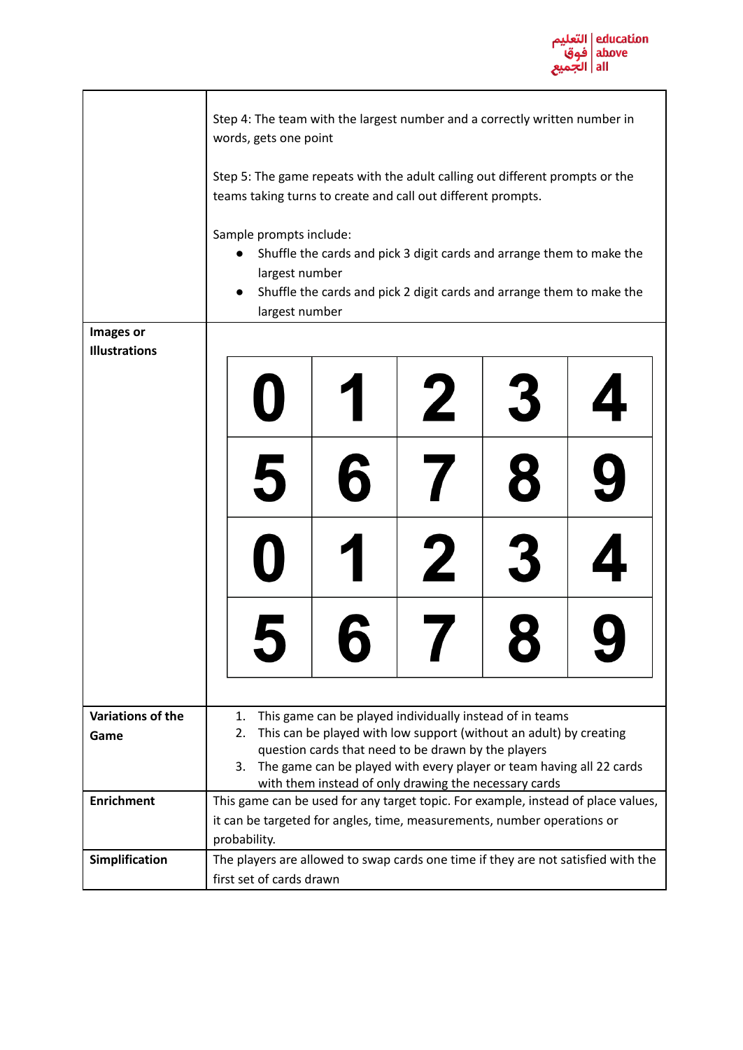| | |
|---|---|
| | Step 4: The team with the largest number and a correctly written number in words, gets one point<br><br>Step 5: The game repeats with the adult calling out different prompts or the teams taking turns to create and call out different prompts.<br><br>Sample prompts include:<br>● Shuffle the cards and pick 3 digit cards and arrange them to make the largest number<br>● Shuffle the cards and pick 2 digit cards and arrange them to make the largest number |
| **Images or Illustrations** | 0 1 2 3 4<br>5 6 7 8 9<br>0 1 2 3 4<br>5 6 7 8 9 |
| **Variations of the Game** | 1. This game can be played individually instead of in teams<br>2. This can be played with low support (without an adult) by creating question cards that need to be drawn by the players<br>3. The game can be played with every player or team having all 22 cards with them instead of only drawing the necessary cards |
| **Enrichment** | This game can be used for any target topic. For example, instead of place values, it can be targeted for angles, time, measurements, number operations or probability. |
| **Simplification** | The players are allowed to swap cards one time if they are not satisfied with the first set of cards drawn |